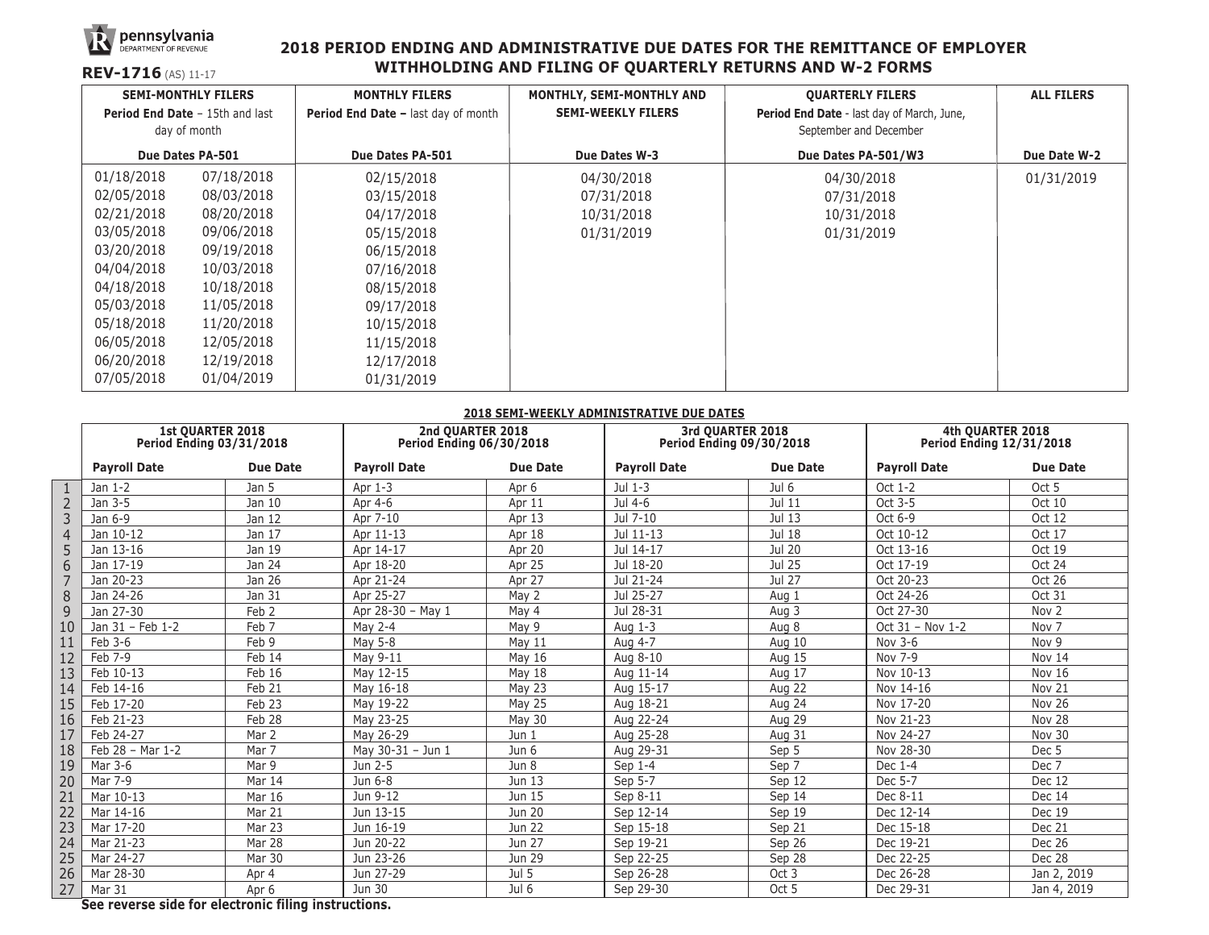pennsylvania DEPARTMENT OF REVENUE

**REV-1716** (AS) 11-17

# 2018 PERIOD ENDING AND ADMINISTRATIVE DUE DATES FOR THE REMITTANCE OF EMPLOYER WITHHOLDING AND FILING OF QUARTERLY RETURNS AND W-2 FORMS

| SEMI-MONTHLY FILERS **Period End Date** – 15th and last day of month | | MONTHLY FILERS **Period End Date –** last day of month | MONTHLY, SEMI-MONTHLY AND SEMI-WEEKLY FILERS | QUARTERLY FILERS **Period End Date** - last day of March, June, September and December | ALL FILERS |
|---|---|---|---|---|---|
| **Due Dates PA-501** | | **Due Dates PA-501** | **Due Dates W-3** | **Due Dates PA-501/W3** | **Due Date W-2** |
| 01/18/2018 | 07/18/2018 | 02/15/2018 | 04/30/2018 | 04/30/2018 | 01/31/2019 |
| 02/05/2018 | 08/03/2018 | 03/15/2018 | 07/31/2018 | 07/31/2018 | |
| 02/21/2018 | 08/20/2018 | 04/17/2018 | 10/31/2018 | 10/31/2018 | |
| 03/05/2018 | 09/06/2018 | 05/15/2018 | 01/31/2019 | 01/31/2019 | |
| 03/20/2018 | 09/19/2018 | 06/15/2018 | | | |
| 04/04/2018 | 10/03/2018 | 07/16/2018 | | | |
| 04/18/2018 | 10/18/2018 | 08/15/2018 | | | |
| 05/03/2018 | 11/05/2018 | 09/17/2018 | | | |
| 05/18/2018 | 11/20/2018 | 10/15/2018 | | | |
| 06/05/2018 | 12/05/2018 | 11/15/2018 | | | |
| 06/20/2018 | 12/19/2018 | 12/17/2018 | | | |
| 07/05/2018 | 01/04/2019 | 01/31/2019 | | | |

## 2018 SEMI-WEEKLY ADMINISTRATIVE DUE DATES

| | 1st QUARTER 2018 Period Ending 03/31/2018 | | 2nd QUARTER 2018 Period Ending 06/30/2018 | | 3rd QUARTER 2018 Period Ending 09/30/2018 | | 4th QUARTER 2018 Period Ending 12/31/2018 | |
|---|---|---|---|---|---|---|---|---|
| | **Payroll Date** | **Due Date** | **Payroll Date** | **Due Date** | **Payroll Date** | **Due Date** | **Payroll Date** | **Due Date** |
| 1 | Jan 1-2 | Jan 5 | Apr 1-3 | Apr 6 | Jul 1-3 | Jul 6 | Oct 1-2 | Oct 5 |
| 2 | Jan 3-5 | Jan 10 | Apr 4-6 | Apr 11 | Jul 4-6 | Jul 11 | Oct 3-5 | Oct 10 |
| 3 | Jan 6-9 | Jan 12 | Apr 7-10 | Apr 13 | Jul 7-10 | Jul 13 | Oct 6-9 | Oct 12 |
| 4 | Jan 10-12 | Jan 17 | Apr 11-13 | Apr 18 | Jul 11-13 | Jul 18 | Oct 10-12 | Oct 17 |
| 5 | Jan 13-16 | Jan 19 | Apr 14-17 | Apr 20 | Jul 14-17 | Jul 20 | Oct 13-16 | Oct 19 |
| 6 | Jan 17-19 | Jan 24 | Apr 18-20 | Apr 25 | Jul 18-20 | Jul 25 | Oct 17-19 | Oct 24 |
| 7 | Jan 20-23 | Jan 26 | Apr 21-24 | Apr 27 | Jul 21-24 | Jul 27 | Oct 20-23 | Oct 26 |
| 8 | Jan 24-26 | Jan 31 | Apr 25-27 | May 2 | Jul 25-27 | Aug 1 | Oct 24-26 | Oct 31 |
| 9 | Jan 27-30 | Feb 2 | Apr 28-30 – May 1 | May 4 | Jul 28-31 | Aug 3 | Oct 27-30 | Nov 2 |
| 10 | Jan 31 – Feb 1-2 | Feb 7 | May 2-4 | May 9 | Aug 1-3 | Aug 8 | Oct 31 – Nov 1-2 | Nov 7 |
| 11 | Feb 3-6 | Feb 9 | May 5-8 | May 11 | Aug 4-7 | Aug 10 | Nov 3-6 | Nov 9 |
| 12 | Feb 7-9 | Feb 14 | May 9-11 | May 16 | Aug 8-10 | Aug 15 | Nov 7-9 | Nov 14 |
| 13 | Feb 10-13 | Feb 16 | May 12-15 | May 18 | Aug 11-14 | Aug 17 | Nov 10-13 | Nov 16 |
| 14 | Feb 14-16 | Feb 21 | May 16-18 | May 23 | Aug 15-17 | Aug 22 | Nov 14-16 | Nov 21 |
| 15 | Feb 17-20 | Feb 23 | May 19-22 | May 25 | Aug 18-21 | Aug 24 | Nov 17-20 | Nov 26 |
| 16 | Feb 21-23 | Feb 28 | May 23-25 | May 30 | Aug 22-24 | Aug 29 | Nov 21-23 | Nov 28 |
| 17 | Feb 24-27 | Mar 2 | May 26-29 | Jun 1 | Aug 25-28 | Aug 31 | Nov 24-27 | Nov 30 |
| 18 | Feb 28 – Mar 1-2 | Mar 7 | May 30-31 – Jun 1 | Jun 6 | Aug 29-31 | Sep 5 | Nov 28-30 | Dec 5 |
| 19 | Mar 3-6 | Mar 9 | Jun 2-5 | Jun 8 | Sep 1-4 | Sep 7 | Dec 1-4 | Dec 7 |
| 20 | Mar 7-9 | Mar 14 | Jun 6-8 | Jun 13 | Sep 5-7 | Sep 12 | Dec 5-7 | Dec 12 |
| 21 | Mar 10-13 | Mar 16 | Jun 9-12 | Jun 15 | Sep 8-11 | Sep 14 | Dec 8-11 | Dec 14 |
| 22 | Mar 14-16 | Mar 21 | Jun 13-15 | Jun 20 | Sep 12-14 | Sep 19 | Dec 12-14 | Dec 19 |
| 23 | Mar 17-20 | Mar 23 | Jun 16-19 | Jun 22 | Sep 15-18 | Sep 21 | Dec 15-18 | Dec 21 |
| 24 | Mar 21-23 | Mar 28 | Jun 20-22 | Jun 27 | Sep 19-21 | Sep 26 | Dec 19-21 | Dec 26 |
| 25 | Mar 24-27 | Mar 30 | Jun 23-26 | Jun 29 | Sep 22-25 | Sep 28 | Dec 22-25 | Dec 28 |
| 26 | Mar 28-30 | Apr 4 | Jun 27-29 | Jul 5 | Sep 26-28 | Oct 3 | Dec 26-28 | Jan 2, 2019 |
| 27 | Mar 31 | Apr 6 | Jun 30 | Jul 6 | Sep 29-30 | Oct 5 | Dec 29-31 | Jan 4, 2019 |

**See reverse side for electronic filing instructions.**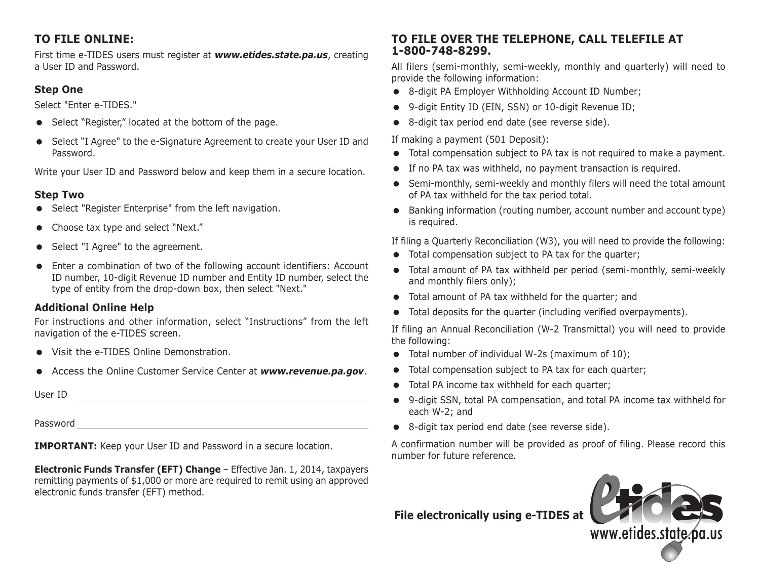## TO FILE ONLINE:

First time e-TIDES users must register at ***www.etides.state.pa.us***, creating a User ID and Password.

### Step One

Select "Enter e-TIDES."

- Select "Register," located at the bottom of the page.
- Select "I Agree" to the e-Signature Agreement to create your User ID and Password.

Write your User ID and Password below and keep them in a secure location.

### Step Two

- Select "Register Enterprise" from the left navigation.
- Choose tax type and select "Next."
- Select "I Agree" to the agreement.
- Enter a combination of two of the following account identifiers: Account ID number, 10-digit Revenue ID number and Entity ID number, select the type of entity from the drop-down box, then select "Next."

### Additional Online Help

For instructions and other information, select "Instructions" from the left navigation of the e-TIDES screen.

- Visit the e-TIDES Online Demonstration.
- Access the Online Customer Service Center at ***www.revenue.pa.gov***.

User ID \_\_\_\_\_\_\_\_\_\_\_\_\_\_\_\_\_\_\_\_\_\_\_\_\_\_\_\_\_\_\_\_\_\_\_\_\_\_\_\_

Password \_\_\_\_\_\_\_\_\_\_\_\_\_\_\_\_\_\_\_\_\_\_\_\_\_\_\_\_\_\_\_\_\_\_\_\_\_\_\_\_

**IMPORTANT:** Keep your User ID and Password in a secure location.

**Electronic Funds Transfer (EFT) Change** – Effective Jan. 1, 2014, taxpayers remitting payments of $1,000 or more are required to remit using an approved electronic funds transfer (EFT) method.

## TO FILE OVER THE TELEPHONE, CALL TELEFILE AT 1-800-748-8299.

All filers (semi-monthly, semi-weekly, monthly and quarterly) will need to provide the following information:

- 8-digit PA Employer Withholding Account ID Number;
- 9-digit Entity ID (EIN, SSN) or 10-digit Revenue ID;
- 8-digit tax period end date (see reverse side).

If making a payment (501 Deposit):

- Total compensation subject to PA tax is not required to make a payment.
- If no PA tax was withheld, no payment transaction is required.
- Semi-monthly, semi-weekly and monthly filers will need the total amount of PA tax withheld for the tax period total.
- Banking information (routing number, account number and account type) is required.

If filing a Quarterly Reconciliation (W3), you will need to provide the following:

- Total compensation subject to PA tax for the quarter;
- Total amount of PA tax withheld per period (semi-monthly, semi-weekly and monthly filers only);
- Total amount of PA tax withheld for the quarter; and
- Total deposits for the quarter (including verified overpayments).

If filing an Annual Reconciliation (W-2 Transmittal) you will need to provide the following:

- Total number of individual W-2s (maximum of 10);
- Total compensation subject to PA tax for each quarter;
- Total PA income tax withheld for each quarter;
- 9-digit SSN, total PA compensation, and total PA income tax withheld for each W-2; and
- 8-digit tax period end date (see reverse side).

A confirmation number will be provided as proof of filing. Please record this number for future reference.

**File electronically using e-TIDES at** www.etides.state.pa.us